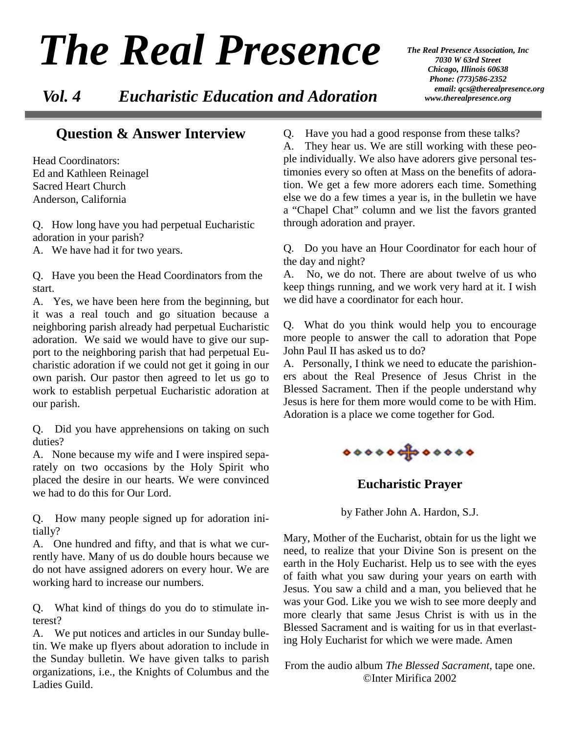# The Real Presence

## *Vol. 4 Eucharistic Education and Adoration*

*The Real Presence Association, Inc*
*7030 W 63rd Street*
*Chicago, Illinois 60638*
*Phone: (773)586-2352*
*email: qcs@therealpresence.org*
*www.therealpresence.org*

## Question & Answer Interview

Head Coordinators:
Ed and Kathleen Reinagel
Sacred Heart Church
Anderson, California

Q. How long have you had perpetual Eucharistic adoration in your parish?
A. We have had it for two years.

Q. Have you been the Head Coordinators from the start.
A. Yes, we have been here from the beginning, but it was a real touch and go situation because a neighboring parish already had perpetual Eucharistic adoration. We said we would have to give our support to the neighboring parish that had perpetual Eucharistic adoration if we could not get it going in our own parish. Our pastor then agreed to let us go to work to establish perpetual Eucharistic adoration at our parish.

Q. Did you have apprehensions on taking on such duties?
A. None because my wife and I were inspired separately on two occasions by the Holy Spirit who placed the desire in our hearts. We were convinced we had to do this for Our Lord.

Q. How many people signed up for adoration initially?
A. One hundred and fifty, and that is what we currently have. Many of us do double hours because we do not have assigned adorers on every hour. We are working hard to increase our numbers.

Q. What kind of things do you do to stimulate interest?
A. We put notices and articles in our Sunday bulletin. We make up flyers about adoration to include in the Sunday bulletin. We have given talks to parish organizations, i.e., the Knights of Columbus and the Ladies Guild.

Q. Have you had a good response from these talks?
A. They hear us. We are still working with these people individually. We also have adorers give personal testimonies every so often at Mass on the benefits of adoration. We get a few more adorers each time. Something else we do a few times a year is, in the bulletin we have a "Chapel Chat" column and we list the favors granted through adoration and prayer.

Q. Do you have an Hour Coordinator for each hour of the day and night?
A. No, we do not. There are about twelve of us who keep things running, and we work very hard at it. I wish we did have a coordinator for each hour.

Q. What do you think would help you to encourage more people to answer the call to adoration that Pope John Paul II has asked us to do?
A. Personally, I think we need to educate the parishioners about the Real Presence of Jesus Christ in the Blessed Sacrament. Then if the people understand why Jesus is here for them more would come to be with Him. Adoration is a place we come together for God.

## Eucharistic Prayer

by Father John A. Hardon, S.J.

Mary, Mother of the Eucharist, obtain for us the light we need, to realize that your Divine Son is present on the earth in the Holy Eucharist. Help us to see with the eyes of faith what you saw during your years on earth with Jesus. You saw a child and a man, you believed that he was your God. Like you we wish to see more deeply and more clearly that same Jesus Christ is with us in the Blessed Sacrament and is waiting for us in that everlasting Holy Eucharist for which we were made. Amen

From the audio album *The Blessed Sacrament*, tape one.
©Inter Mirifica 2002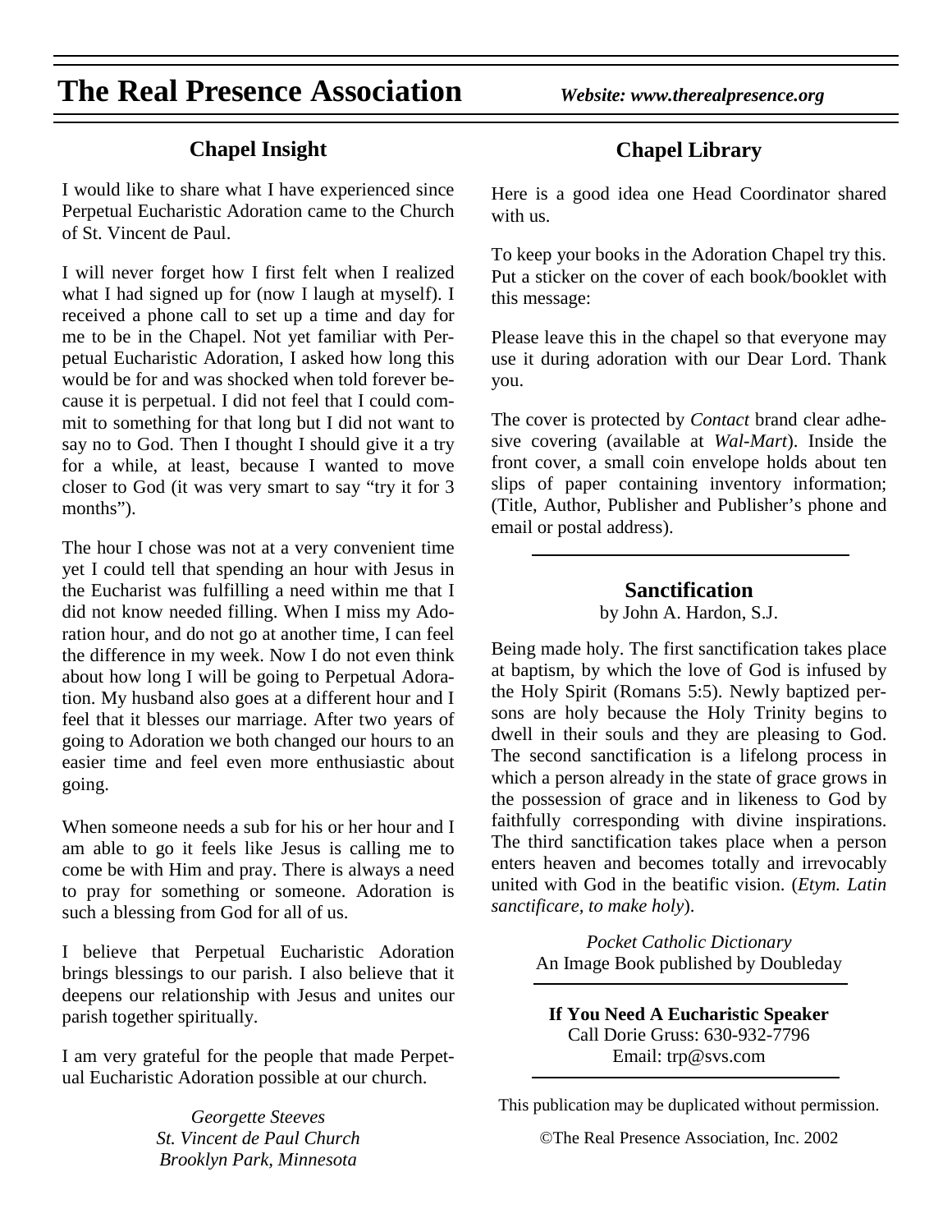# The Real Presence Association

*Website: www.therealpresence.org*

## Chapel Insight

I would like to share what I have experienced since Perpetual Eucharistic Adoration came to the Church of St. Vincent de Paul.

I will never forget how I first felt when I realized what I had signed up for (now I laugh at myself). I received a phone call to set up a time and day for me to be in the Chapel. Not yet familiar with Perpetual Eucharistic Adoration, I asked how long this would be for and was shocked when told forever because it is perpetual. I did not feel that I could commit to something for that long but I did not want to say no to God. Then I thought I should give it a try for a while, at least, because I wanted to move closer to God (it was very smart to say "try it for 3 months").

The hour I chose was not at a very convenient time yet I could tell that spending an hour with Jesus in the Eucharist was fulfilling a need within me that I did not know needed filling. When I miss my Adoration hour, and do not go at another time, I can feel the difference in my week. Now I do not even think about how long I will be going to Perpetual Adoration. My husband also goes at a different hour and I feel that it blesses our marriage. After two years of going to Adoration we both changed our hours to an easier time and feel even more enthusiastic about going.

When someone needs a sub for his or her hour and I am able to go it feels like Jesus is calling me to come be with Him and pray. There is always a need to pray for something or someone. Adoration is such a blessing from God for all of us.

I believe that Perpetual Eucharistic Adoration brings blessings to our parish. I also believe that it deepens our relationship with Jesus and unites our parish together spiritually.

I am very grateful for the people that made Perpetual Eucharistic Adoration possible at our church.

*Georgette Steeves*
*St. Vincent de Paul Church*
*Brooklyn Park, Minnesota*

## Chapel Library

Here is a good idea one Head Coordinator shared with us.

To keep your books in the Adoration Chapel try this. Put a sticker on the cover of each book/booklet with this message:

Please leave this in the chapel so that everyone may use it during adoration with our Dear Lord. Thank you.

The cover is protected by *Contact* brand clear adhesive covering (available at *Wal-Mart*). Inside the front cover, a small coin envelope holds about ten slips of paper containing inventory information; (Title, Author, Publisher and Publisher's phone and email or postal address).

---

## Sanctification

by John A. Hardon, S.J.

Being made holy. The first sanctification takes place at baptism, by which the love of God is infused by the Holy Spirit (Romans 5:5). Newly baptized persons are holy because the Holy Trinity begins to dwell in their souls and they are pleasing to God. The second sanctification is a lifelong process in which a person already in the state of grace grows in the possession of grace and in likeness to God by faithfully corresponding with divine inspirations. The third sanctification takes place when a person enters heaven and becomes totally and irrevocably united with God in the beatific vision. (*Etym. Latin sanctificare, to make holy*).

*Pocket Catholic Dictionary*
An Image Book published by Doubleday

---

**If You Need A Eucharistic Speaker**
Call Dorie Gruss: 630-932-7796
Email: trp@svs.com

---

This publication may be duplicated without permission.

©The Real Presence Association, Inc. 2002